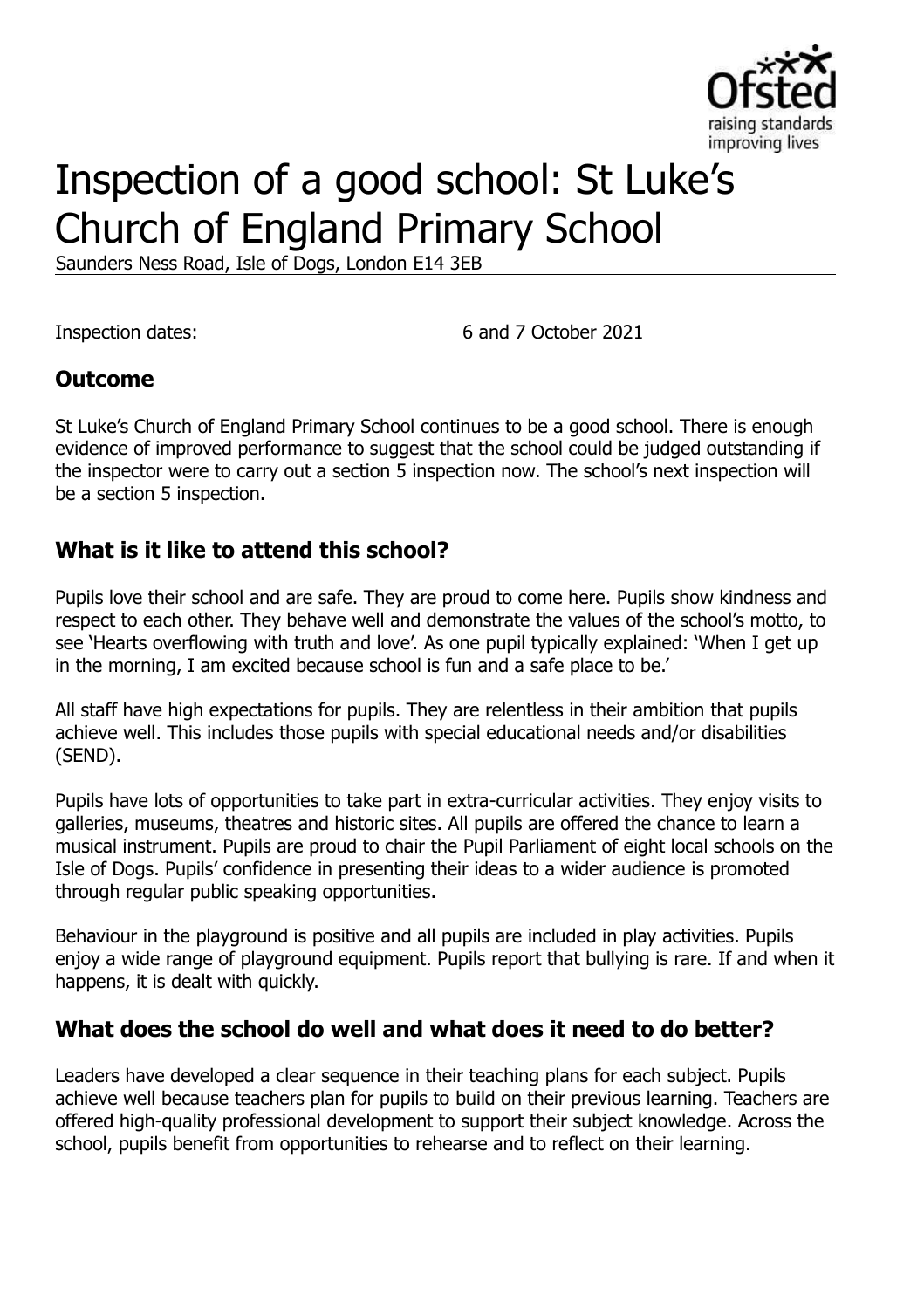# Inspection of a good school: St Luke's Church of England Primary School

Saunders Ness Road, Isle of Dogs, London E14 3EB

Inspection dates: 6 and 7 October 2021

## Outcome

St Luke's Church of England Primary School continues to be a good school. There is enough evidence of improved performance to suggest that the school could be judged outstanding if the inspector were to carry out a section 5 inspection now. The school's next inspection will be a section 5 inspection.

## What is it like to attend this school?

Pupils love their school and are safe. They are proud to come here. Pupils show kindness and respect to each other. They behave well and demonstrate the values of the school's motto, to see 'Hearts overflowing with truth and love'. As one pupil typically explained: 'When I get up in the morning, I am excited because school is fun and a safe place to be.'

All staff have high expectations for pupils. They are relentless in their ambition that pupils achieve well. This includes those pupils with special educational needs and/or disabilities (SEND).

Pupils have lots of opportunities to take part in extra-curricular activities. They enjoy visits to galleries, museums, theatres and historic sites. All pupils are offered the chance to learn a musical instrument. Pupils are proud to chair the Pupil Parliament of eight local schools on the Isle of Dogs. Pupils' confidence in presenting their ideas to a wider audience is promoted through regular public speaking opportunities.

Behaviour in the playground is positive and all pupils are included in play activities. Pupils enjoy a wide range of playground equipment. Pupils report that bullying is rare. If and when it happens, it is dealt with quickly.

## What does the school do well and what does it need to do better?

Leaders have developed a clear sequence in their teaching plans for each subject. Pupils achieve well because teachers plan for pupils to build on their previous learning. Teachers are offered high-quality professional development to support their subject knowledge. Across the school, pupils benefit from opportunities to rehearse and to reflect on their learning.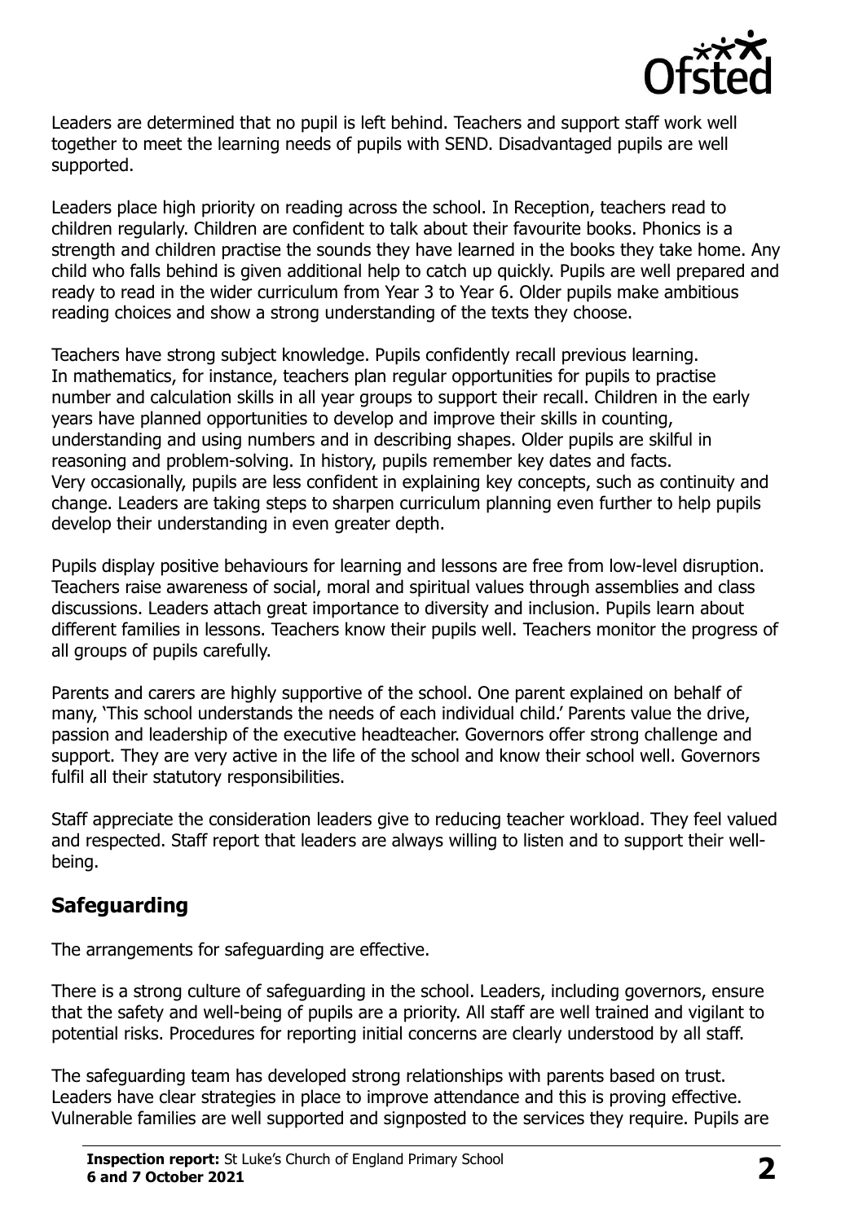Leaders are determined that no pupil is left behind. Teachers and support staff work well together to meet the learning needs of pupils with SEND. Disadvantaged pupils are well supported.

Leaders place high priority on reading across the school. In Reception, teachers read to children regularly. Children are confident to talk about their favourite books. Phonics is a strength and children practise the sounds they have learned in the books they take home. Any child who falls behind is given additional help to catch up quickly. Pupils are well prepared and ready to read in the wider curriculum from Year 3 to Year 6. Older pupils make ambitious reading choices and show a strong understanding of the texts they choose.

Teachers have strong subject knowledge. Pupils confidently recall previous learning. In mathematics, for instance, teachers plan regular opportunities for pupils to practise number and calculation skills in all year groups to support their recall. Children in the early years have planned opportunities to develop and improve their skills in counting, understanding and using numbers and in describing shapes. Older pupils are skilful in reasoning and problem-solving. In history, pupils remember key dates and facts. Very occasionally, pupils are less confident in explaining key concepts, such as continuity and change. Leaders are taking steps to sharpen curriculum planning even further to help pupils develop their understanding in even greater depth.

Pupils display positive behaviours for learning and lessons are free from low-level disruption. Teachers raise awareness of social, moral and spiritual values through assemblies and class discussions. Leaders attach great importance to diversity and inclusion. Pupils learn about different families in lessons. Teachers know their pupils well. Teachers monitor the progress of all groups of pupils carefully.

Parents and carers are highly supportive of the school. One parent explained on behalf of many, 'This school understands the needs of each individual child.' Parents value the drive, passion and leadership of the executive headteacher. Governors offer strong challenge and support. They are very active in the life of the school and know their school well. Governors fulfil all their statutory responsibilities.

Staff appreciate the consideration leaders give to reducing teacher workload. They feel valued and respected. Staff report that leaders are always willing to listen and to support their well-being.

## Safeguarding

The arrangements for safeguarding are effective.

There is a strong culture of safeguarding in the school. Leaders, including governors, ensure that the safety and well-being of pupils are a priority. All staff are well trained and vigilant to potential risks. Procedures for reporting initial concerns are clearly understood by all staff.

The safeguarding team has developed strong relationships with parents based on trust. Leaders have clear strategies in place to improve attendance and this is proving effective. Vulnerable families are well supported and signposted to the services they require. Pupils are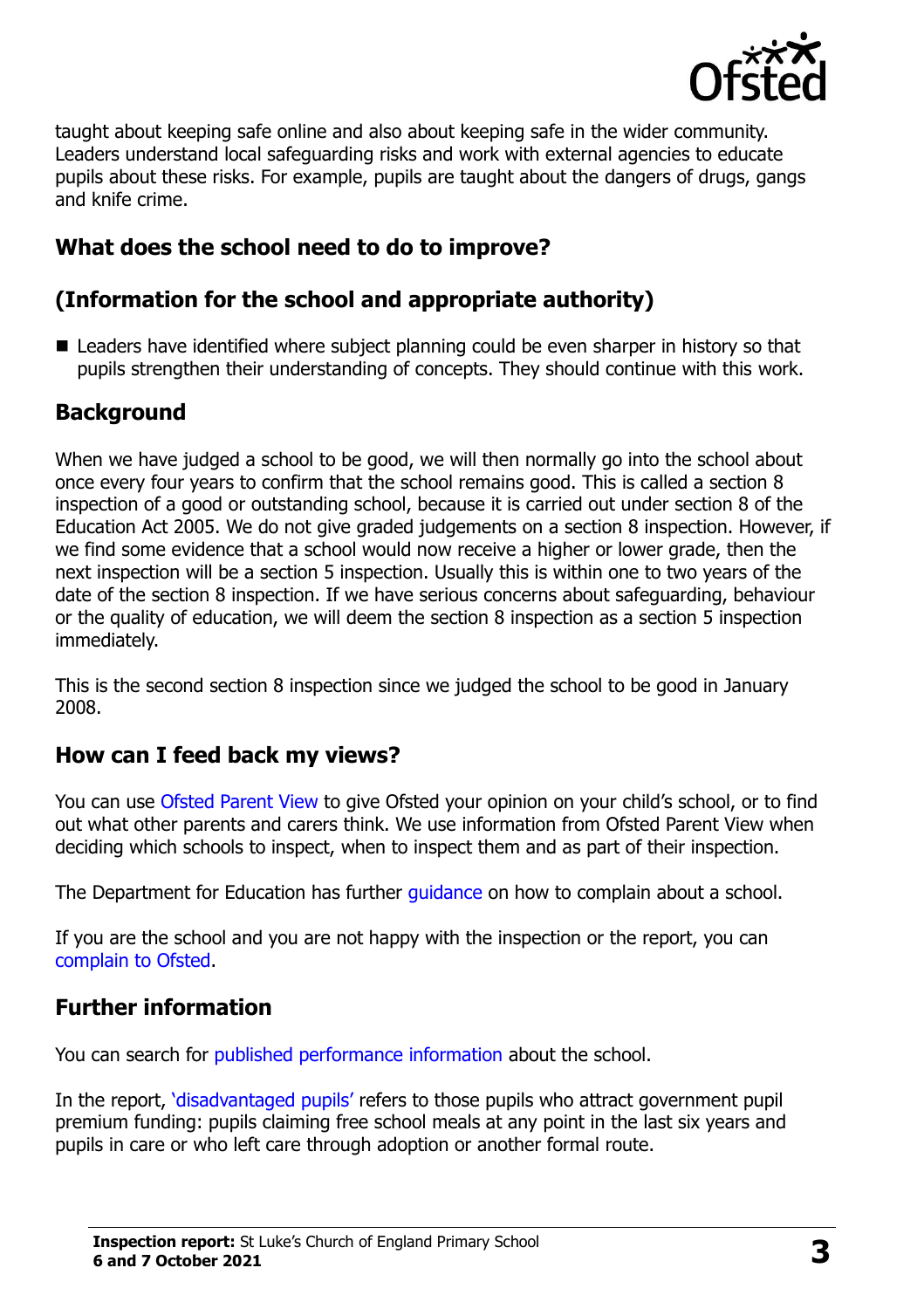taught about keeping safe online and also about keeping safe in the wider community. Leaders understand local safeguarding risks and work with external agencies to educate pupils about these risks. For example, pupils are taught about the dangers of drugs, gangs and knife crime.

## What does the school need to do to improve?

## (Information for the school and appropriate authority)

- Leaders have identified where subject planning could be even sharper in history so that pupils strengthen their understanding of concepts. They should continue with this work.

## Background

When we have judged a school to be good, we will then normally go into the school about once every four years to confirm that the school remains good. This is called a section 8 inspection of a good or outstanding school, because it is carried out under section 8 of the Education Act 2005. We do not give graded judgements on a section 8 inspection. However, if we find some evidence that a school would now receive a higher or lower grade, then the next inspection will be a section 5 inspection. Usually this is within one to two years of the date of the section 8 inspection. If we have serious concerns about safeguarding, behaviour or the quality of education, we will deem the section 8 inspection as a section 5 inspection immediately.

This is the second section 8 inspection since we judged the school to be good in January 2008.

## How can I feed back my views?

You can use Ofsted Parent View to give Ofsted your opinion on your child's school, or to find out what other parents and carers think. We use information from Ofsted Parent View when deciding which schools to inspect, when to inspect them and as part of their inspection.

The Department for Education has further guidance on how to complain about a school.

If you are the school and you are not happy with the inspection or the report, you can complain to Ofsted.

## Further information

You can search for published performance information about the school.

In the report, 'disadvantaged pupils' refers to those pupils who attract government pupil premium funding: pupils claiming free school meals at any point in the last six years and pupils in care or who left care through adoption or another formal route.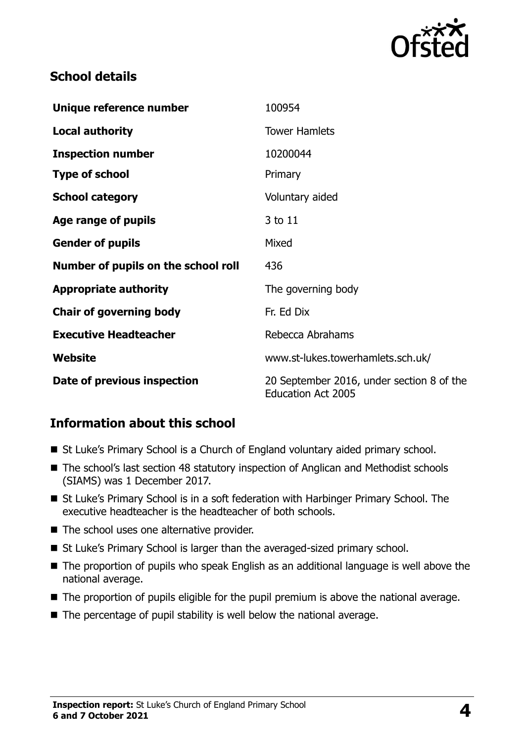## School details

| | |
|---|---|
| **Unique reference number** | 100954 |
| **Local authority** | Tower Hamlets |
| **Inspection number** | 10200044 |
| **Type of school** | Primary |
| **School category** | Voluntary aided |
| **Age range of pupils** | 3 to 11 |
| **Gender of pupils** | Mixed |
| **Number of pupils on the school roll** | 436 |
| **Appropriate authority** | The governing body |
| **Chair of governing body** | Fr. Ed Dix |
| **Executive Headteacher** | Rebecca Abrahams |
| **Website** | www.st-lukes.towerhamlets.sch.uk/ |
| **Date of previous inspection** | 20 September 2016, under section 8 of the Education Act 2005 |

## Information about this school

- St Luke's Primary School is a Church of England voluntary aided primary school.
- The school's last section 48 statutory inspection of Anglican and Methodist schools (SIAMS) was 1 December 2017.
- St Luke's Primary School is in a soft federation with Harbinger Primary School. The executive headteacher is the headteacher of both schools.
- The school uses one alternative provider.
- St Luke's Primary School is larger than the averaged-sized primary school.
- The proportion of pupils who speak English as an additional language is well above the national average.
- The proportion of pupils eligible for the pupil premium is above the national average.
- The percentage of pupil stability is well below the national average.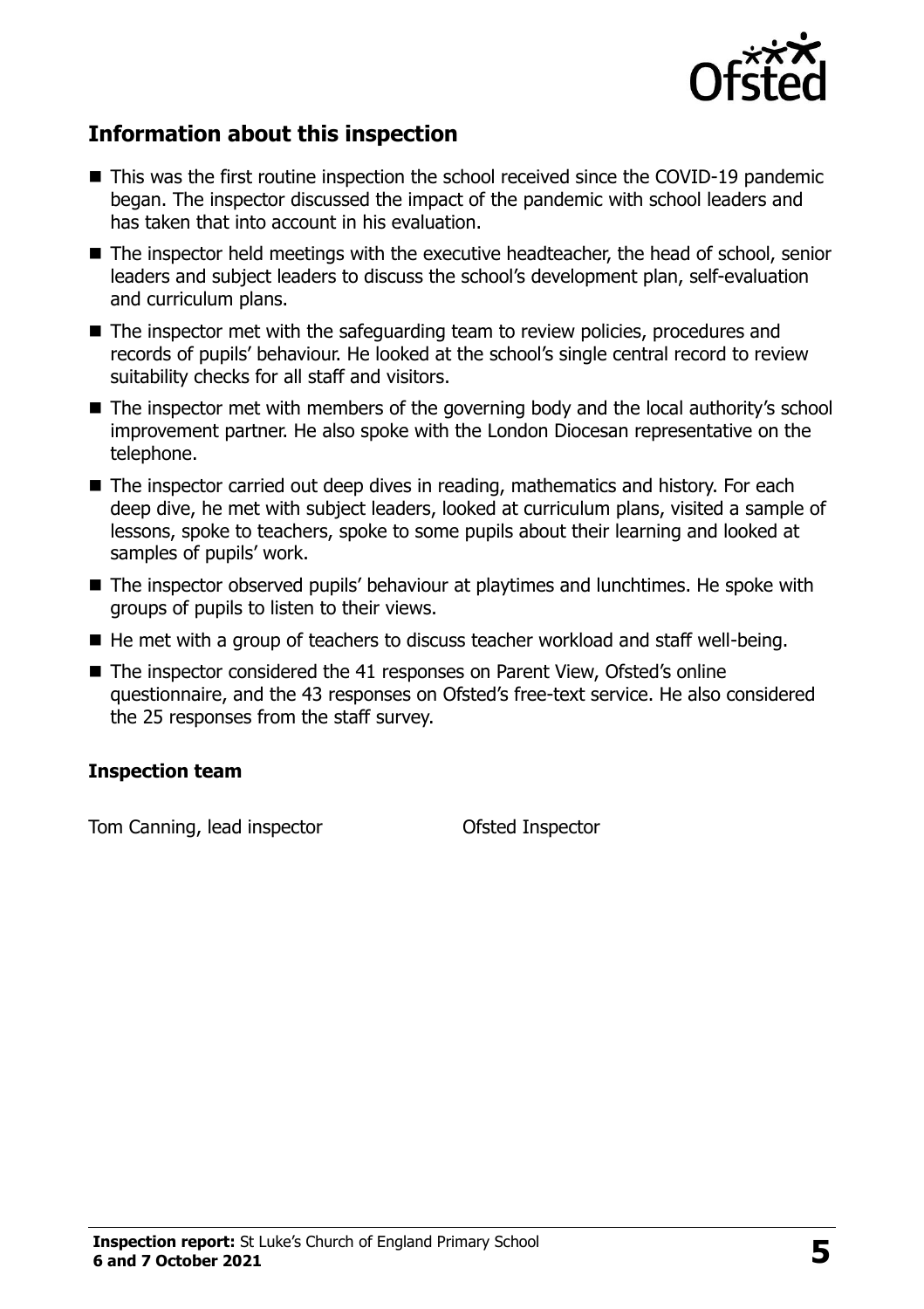## Information about this inspection

- This was the first routine inspection the school received since the COVID-19 pandemic began. The inspector discussed the impact of the pandemic with school leaders and has taken that into account in his evaluation.
- The inspector held meetings with the executive headteacher, the head of school, senior leaders and subject leaders to discuss the school's development plan, self-evaluation and curriculum plans.
- The inspector met with the safeguarding team to review policies, procedures and records of pupils' behaviour. He looked at the school's single central record to review suitability checks for all staff and visitors.
- The inspector met with members of the governing body and the local authority's school improvement partner. He also spoke with the London Diocesan representative on the telephone.
- The inspector carried out deep dives in reading, mathematics and history. For each deep dive, he met with subject leaders, looked at curriculum plans, visited a sample of lessons, spoke to teachers, spoke to some pupils about their learning and looked at samples of pupils' work.
- The inspector observed pupils' behaviour at playtimes and lunchtimes. He spoke with groups of pupils to listen to their views.
- He met with a group of teachers to discuss teacher workload and staff well-being.
- The inspector considered the 41 responses on Parent View, Ofsted's online questionnaire, and the 43 responses on Ofsted's free-text service. He also considered the 25 responses from the staff survey.

### Inspection team

| | |
|---|---|
| Tom Canning, lead inspector | Ofsted Inspector |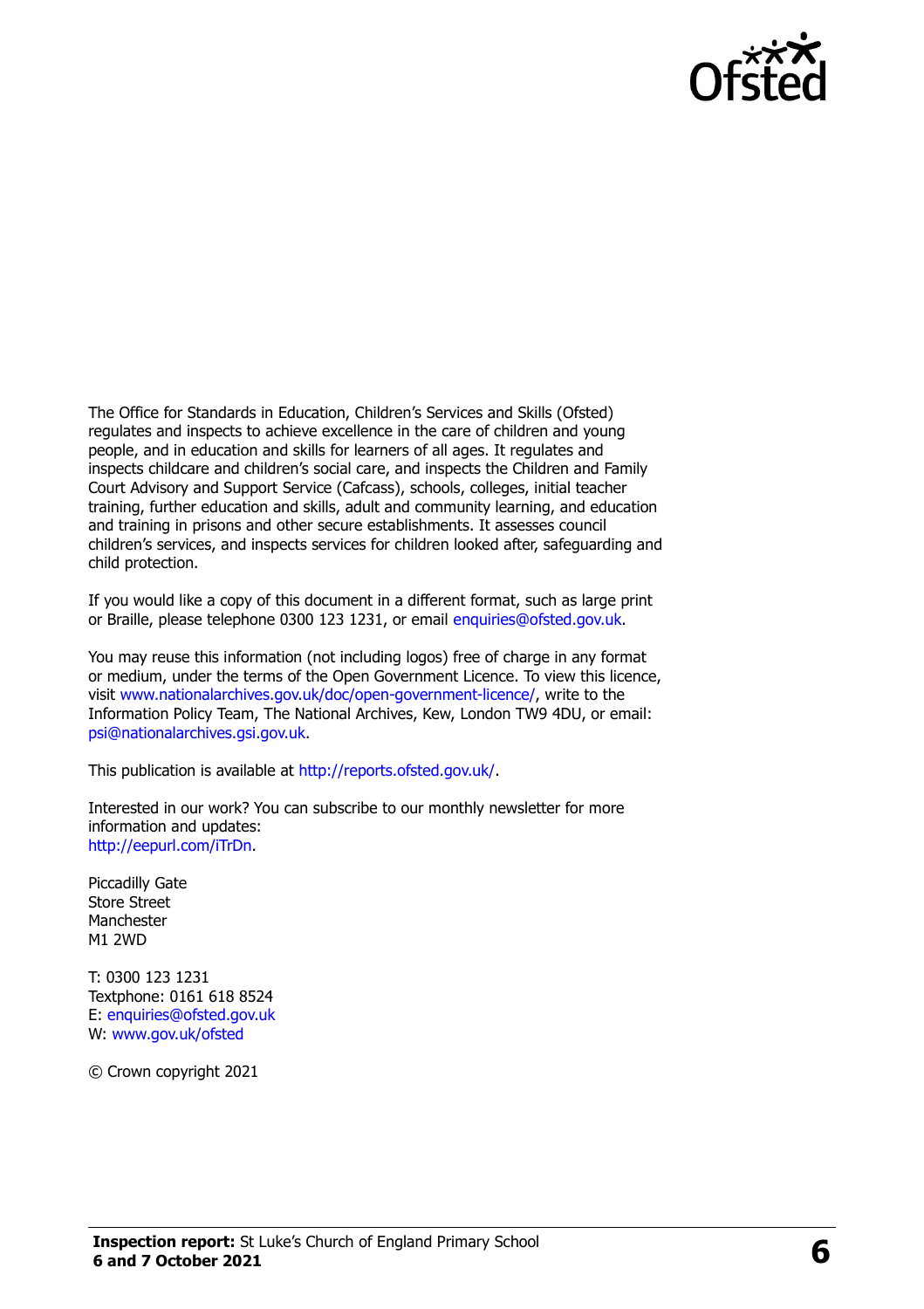The Office for Standards in Education, Children's Services and Skills (Ofsted) regulates and inspects to achieve excellence in the care of children and young people, and in education and skills for learners of all ages. It regulates and inspects childcare and children's social care, and inspects the Children and Family Court Advisory and Support Service (Cafcass), schools, colleges, initial teacher training, further education and skills, adult and community learning, and education and training in prisons and other secure establishments. It assesses council children's services, and inspects services for children looked after, safeguarding and child protection.

If you would like a copy of this document in a different format, such as large print or Braille, please telephone 0300 123 1231, or email enquiries@ofsted.gov.uk.

You may reuse this information (not including logos) free of charge in any format or medium, under the terms of the Open Government Licence. To view this licence, visit www.nationalarchives.gov.uk/doc/open-government-licence/, write to the Information Policy Team, The National Archives, Kew, London TW9 4DU, or email: psi@nationalarchives.gsi.gov.uk.

This publication is available at http://reports.ofsted.gov.uk/.

Interested in our work? You can subscribe to our monthly newsletter for more information and updates:
http://eepurl.com/iTrDn.

Piccadilly Gate
Store Street
Manchester
M1 2WD

T: 0300 123 1231
Textphone: 0161 618 8524
E: enquiries@ofsted.gov.uk
W: www.gov.uk/ofsted

© Crown copyright 2021